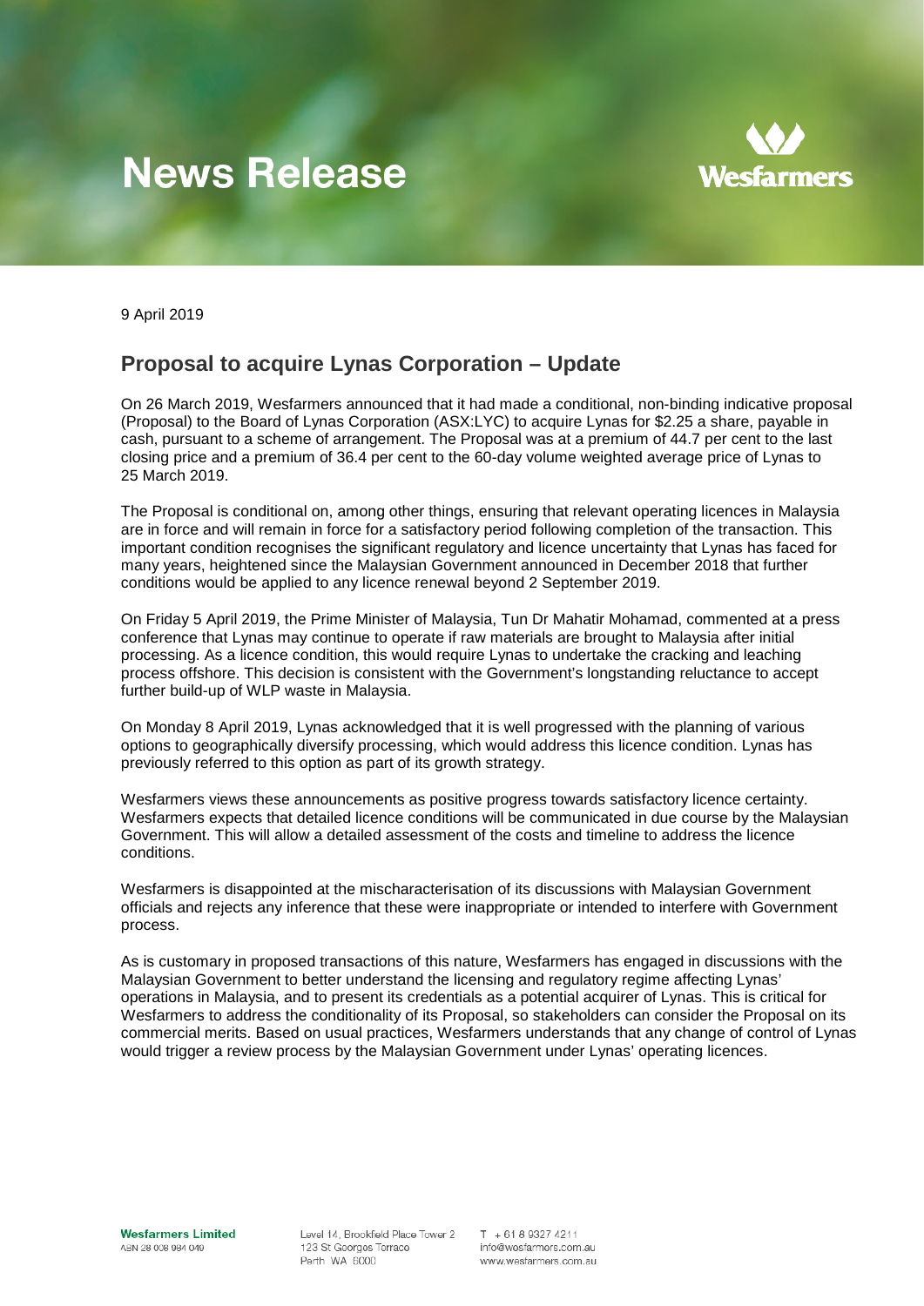# News Release

Wesfarmers

9 April 2019

## Proposal to acquire Lynas Corporation – Update

On 26 March 2019, Wesfarmers announced that it had made a conditional, non-binding indicative proposal (Proposal) to the Board of Lynas Corporation (ASX:LYC) to acquire Lynas for $2.25 a share, payable in cash, pursuant to a scheme of arrangement. The Proposal was at a premium of 44.7 per cent to the last closing price and a premium of 36.4 per cent to the 60-day volume weighted average price of Lynas to 25 March 2019.

The Proposal is conditional on, among other things, ensuring that relevant operating licences in Malaysia are in force and will remain in force for a satisfactory period following completion of the transaction. This important condition recognises the significant regulatory and licence uncertainty that Lynas has faced for many years, heightened since the Malaysian Government announced in December 2018 that further conditions would be applied to any licence renewal beyond 2 September 2019.

On Friday 5 April 2019, the Prime Minister of Malaysia, Tun Dr Mahatir Mohamad, commented at a press conference that Lynas may continue to operate if raw materials are brought to Malaysia after initial processing. As a licence condition, this would require Lynas to undertake the cracking and leaching process offshore. This decision is consistent with the Government's longstanding reluctance to accept further build-up of WLP waste in Malaysia.

On Monday 8 April 2019, Lynas acknowledged that it is well progressed with the planning of various options to geographically diversify processing, which would address this licence condition. Lynas has previously referred to this option as part of its growth strategy.

Wesfarmers views these announcements as positive progress towards satisfactory licence certainty. Wesfarmers expects that detailed licence conditions will be communicated in due course by the Malaysian Government. This will allow a detailed assessment of the costs and timeline to address the licence conditions.

Wesfarmers is disappointed at the mischaracterisation of its discussions with Malaysian Government officials and rejects any inference that these were inappropriate or intended to interfere with Government process.

As is customary in proposed transactions of this nature, Wesfarmers has engaged in discussions with the Malaysian Government to better understand the licensing and regulatory regime affecting Lynas' operations in Malaysia, and to present its credentials as a potential acquirer of Lynas. This is critical for Wesfarmers to address the conditionality of its Proposal, so stakeholders can consider the Proposal on its commercial merits. Based on usual practices, Wesfarmers understands that any change of control of Lynas would trigger a review process by the Malaysian Government under Lynas' operating licences.

**Wesfarmers Limited**
ABN 28 008 984 049

Level 14, Brookfield Place Tower 2
123 St Georges Terrace
Perth WA 6000

T + 61 8 9327 4211
info@wesfarmers.com.au
www.wesfarmers.com.au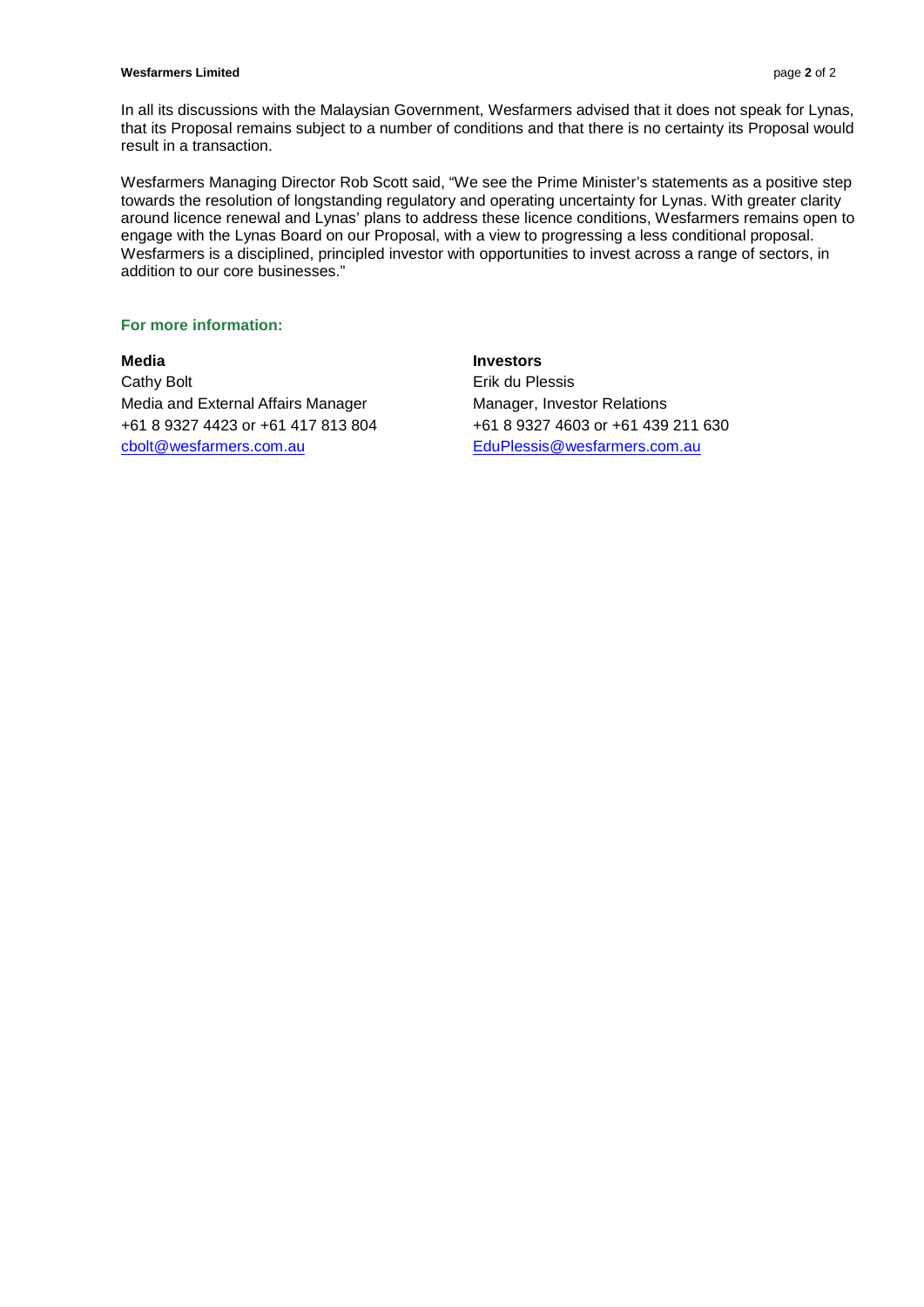In all its discussions with the Malaysian Government, Wesfarmers advised that it does not speak for Lynas, that its Proposal remains subject to a number of conditions and that there is no certainty its Proposal would result in a transaction.

Wesfarmers Managing Director Rob Scott said, "We see the Prime Minister's statements as a positive step towards the resolution of longstanding regulatory and operating uncertainty for Lynas. With greater clarity around licence renewal and Lynas' plans to address these licence conditions, Wesfarmers remains open to engage with the Lynas Board on our Proposal, with a view to progressing a less conditional proposal. Wesfarmers is a disciplined, principled investor with opportunities to invest across a range of sectors, in addition to our core businesses."

**For more information:**

**Media**
Cathy Bolt
Media and External Affairs Manager
+61 8 9327 4423 or +61 417 813 804
cbolt@wesfarmers.com.au

**Investors**
Erik du Plessis
Manager, Investor Relations
+61 8 9327 4603 or +61 439 211 630
EduPlessis@wesfarmers.com.au